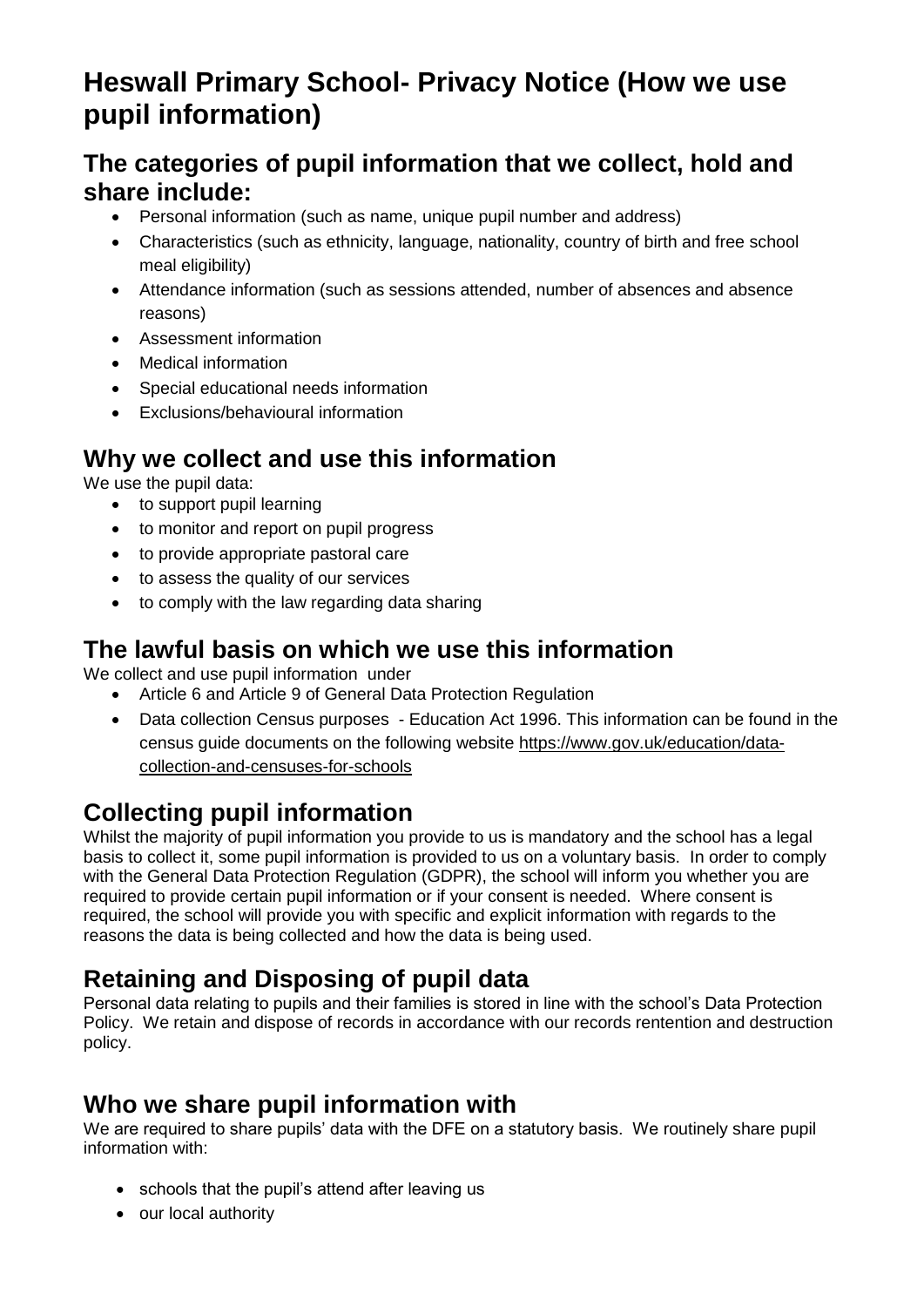# Heswall Primary School- Privacy Notice (How we use pupil information)

## The categories of pupil information that we collect, hold and share include:

- Personal information (such as name, unique pupil number and address)
- Characteristics (such as ethnicity, language, nationality, country of birth and free school meal eligibility)
- Attendance information (such as sessions attended, number of absences and absence reasons)
- Assessment information
- Medical information
- Special educational needs information
- Exclusions/behavioural information

## Why we collect and use this information

We use the pupil data:

- to support pupil learning
- to monitor and report on pupil progress
- to provide appropriate pastoral care
- to assess the quality of our services
- to comply with the law regarding data sharing

## The lawful basis on which we use this information

We collect and use pupil information under

- Article 6 and Article 9 of General Data Protection Regulation
- Data collection Census purposes - Education Act 1996. This information can be found in the census guide documents on the following website https://www.gov.uk/education/data-collection-and-censuses-for-schools

## Collecting pupil information

Whilst the majority of pupil information you provide to us is mandatory and the school has a legal basis to collect it, some pupil information is provided to us on a voluntary basis. In order to comply with the General Data Protection Regulation (GDPR), the school will inform you whether you are required to provide certain pupil information or if your consent is needed. Where consent is required, the school will provide you with specific and explicit information with regards to the reasons the data is being collected and how the data is being used.

## Retaining and Disposing of pupil data

Personal data relating to pupils and their families is stored in line with the school's Data Protection Policy. We retain and dispose of records in accordance with our records rentention and destruction policy.

## Who we share pupil information with

We are required to share pupils' data with the DFE on a statutory basis. We routinely share pupil information with:

- schools that the pupil's attend after leaving us
- our local authority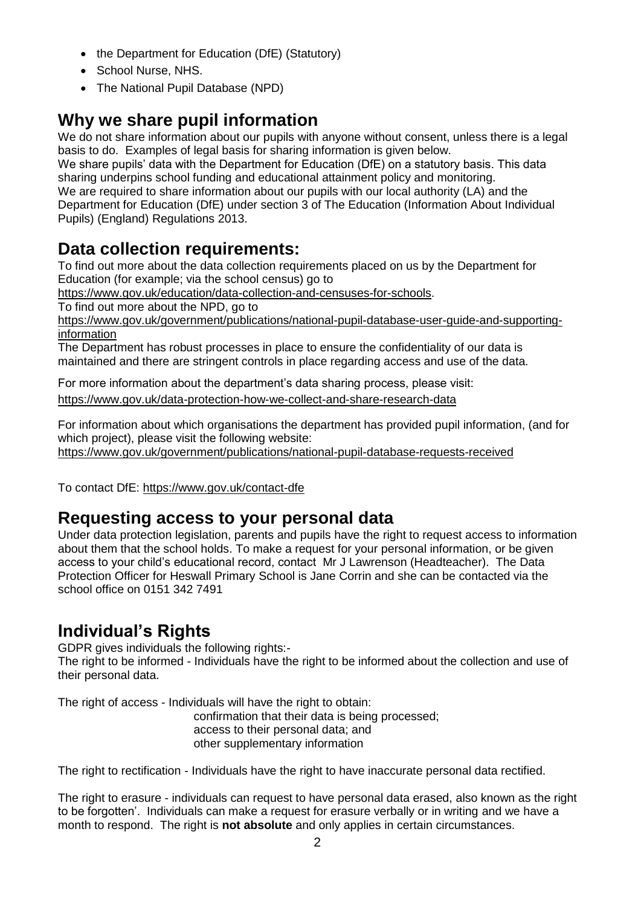- the Department for Education (DfE) (Statutory)
- School Nurse, NHS.
- The National Pupil Database (NPD)

## Why we share pupil information

We do not share information about our pupils with anyone without consent, unless there is a legal basis to do. Examples of legal basis for sharing information is given below.

We share pupils' data with the Department for Education (DfE) on a statutory basis. This data sharing underpins school funding and educational attainment policy and monitoring.

We are required to share information about our pupils with our local authority (LA) and the Department for Education (DfE) under section 3 of The Education (Information About Individual Pupils) (England) Regulations 2013.

## Data collection requirements:

To find out more about the data collection requirements placed on us by the Department for Education (for example; via the school census) go to https://www.gov.uk/education/data-collection-and-censuses-for-schools.

To find out more about the NPD, go to https://www.gov.uk/government/publications/national-pupil-database-user-guide-and-supporting-information

The Department has robust processes in place to ensure the confidentiality of our data is maintained and there are stringent controls in place regarding access and use of the data.

For more information about the department's data sharing process, please visit: https://www.gov.uk/data-protection-how-we-collect-and-share-research-data

For information about which organisations the department has provided pupil information, (and for which project), please visit the following website: https://www.gov.uk/government/publications/national-pupil-database-requests-received

To contact DfE: https://www.gov.uk/contact-dfe

## Requesting access to your personal data

Under data protection legislation, parents and pupils have the right to request access to information about them that the school holds. To make a request for your personal information, or be given access to your child's educational record, contact Mr J Lawrenson (Headteacher). The Data Protection Officer for Heswall Primary School is Jane Corrin and she can be contacted via the school office on 0151 342 7491

## Individual's Rights

GDPR gives individuals the following rights:-

The right to be informed - Individuals have the right to be informed about the collection and use of their personal data.

The right of access - Individuals will have the right to obtain:

confirmation that their data is being processed;
access to their personal data; and
other supplementary information

The right to rectification - Individuals have the right to have inaccurate personal data rectified.

The right to erasure - individuals can request to have personal data erased, also known as the right to be forgotten'. Individuals can make a request for erasure verbally or in writing and we have a month to respond. The right is **not absolute** and only applies in certain circumstances.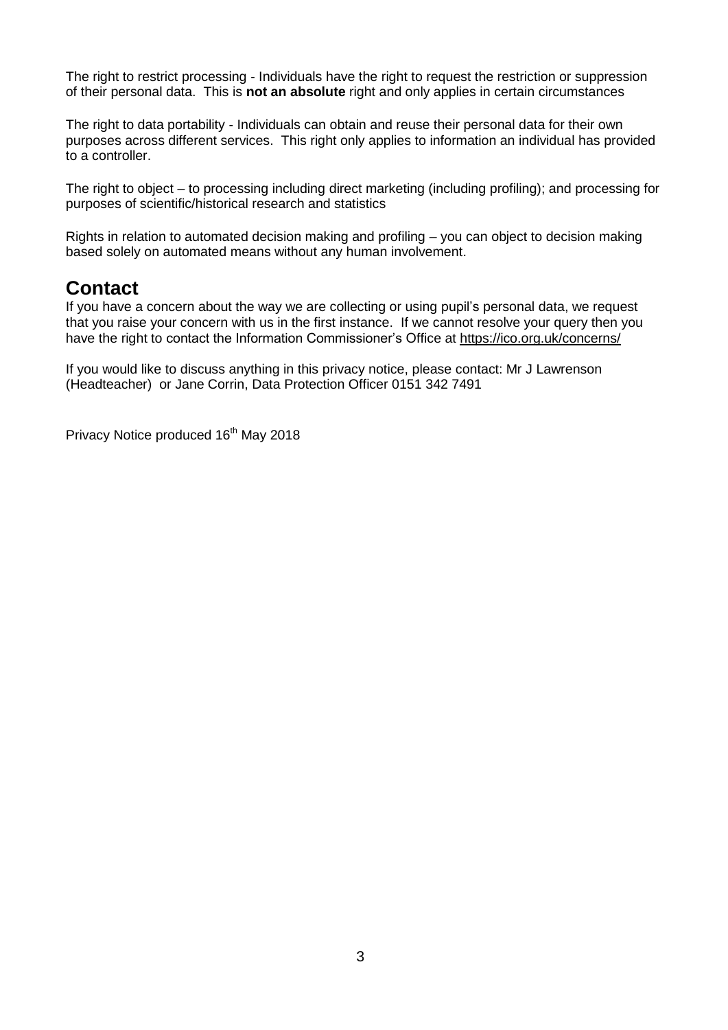The right to restrict processing - Individuals have the right to request the restriction or suppression of their personal data. This is **not an absolute** right and only applies in certain circumstances

The right to data portability - Individuals can obtain and reuse their personal data for their own purposes across different services. This right only applies to information an individual has provided to a controller.

The right to object – to processing including direct marketing (including profiling); and processing for purposes of scientific/historical research and statistics

Rights in relation to automated decision making and profiling – you can object to decision making based solely on automated means without any human involvement.

## Contact

If you have a concern about the way we are collecting or using pupil's personal data, we request that you raise your concern with us in the first instance. If we cannot resolve your query then you have the right to contact the Information Commissioner's Office at https://ico.org.uk/concerns/

If you would like to discuss anything in this privacy notice, please contact: Mr J Lawrenson (Headteacher) or Jane Corrin, Data Protection Officer 0151 342 7491

Privacy Notice produced 16th May 2018